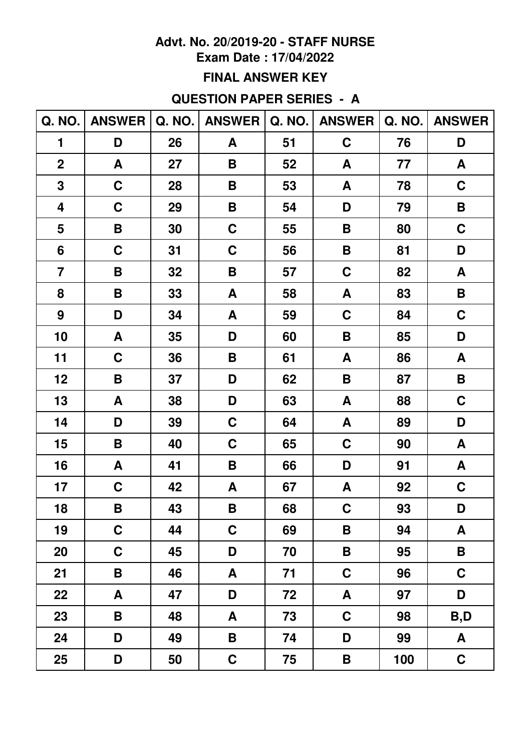**Advt. No. 20/2019-20 - STAFF NURSE**
**Exam Date : 17/04/2022**

**FINAL ANSWER KEY**

**QUESTION PAPER SERIES - A**

| Q. NO. | ANSWER | Q. NO. | ANSWER | Q. NO. | ANSWER | Q. NO. | ANSWER |
|---|---|---|---|---|---|---|---|
| 1 | D | 26 | A | 51 | C | 76 | D |
| 2 | A | 27 | B | 52 | A | 77 | A |
| 3 | C | 28 | B | 53 | A | 78 | C |
| 4 | C | 29 | B | 54 | D | 79 | B |
| 5 | B | 30 | C | 55 | B | 80 | C |
| 6 | C | 31 | C | 56 | B | 81 | D |
| 7 | B | 32 | B | 57 | C | 82 | A |
| 8 | B | 33 | A | 58 | A | 83 | B |
| 9 | D | 34 | A | 59 | C | 84 | C |
| 10 | A | 35 | D | 60 | B | 85 | D |
| 11 | C | 36 | B | 61 | A | 86 | A |
| 12 | B | 37 | D | 62 | B | 87 | B |
| 13 | A | 38 | D | 63 | A | 88 | C |
| 14 | D | 39 | C | 64 | A | 89 | D |
| 15 | B | 40 | C | 65 | C | 90 | A |
| 16 | A | 41 | B | 66 | D | 91 | A |
| 17 | C | 42 | A | 67 | A | 92 | C |
| 18 | B | 43 | B | 68 | C | 93 | D |
| 19 | C | 44 | C | 69 | B | 94 | A |
| 20 | C | 45 | D | 70 | B | 95 | B |
| 21 | B | 46 | A | 71 | C | 96 | C |
| 22 | A | 47 | D | 72 | A | 97 | D |
| 23 | B | 48 | A | 73 | C | 98 | B,D |
| 24 | D | 49 | B | 74 | D | 99 | A |
| 25 | D | 50 | C | 75 | B | 100 | C |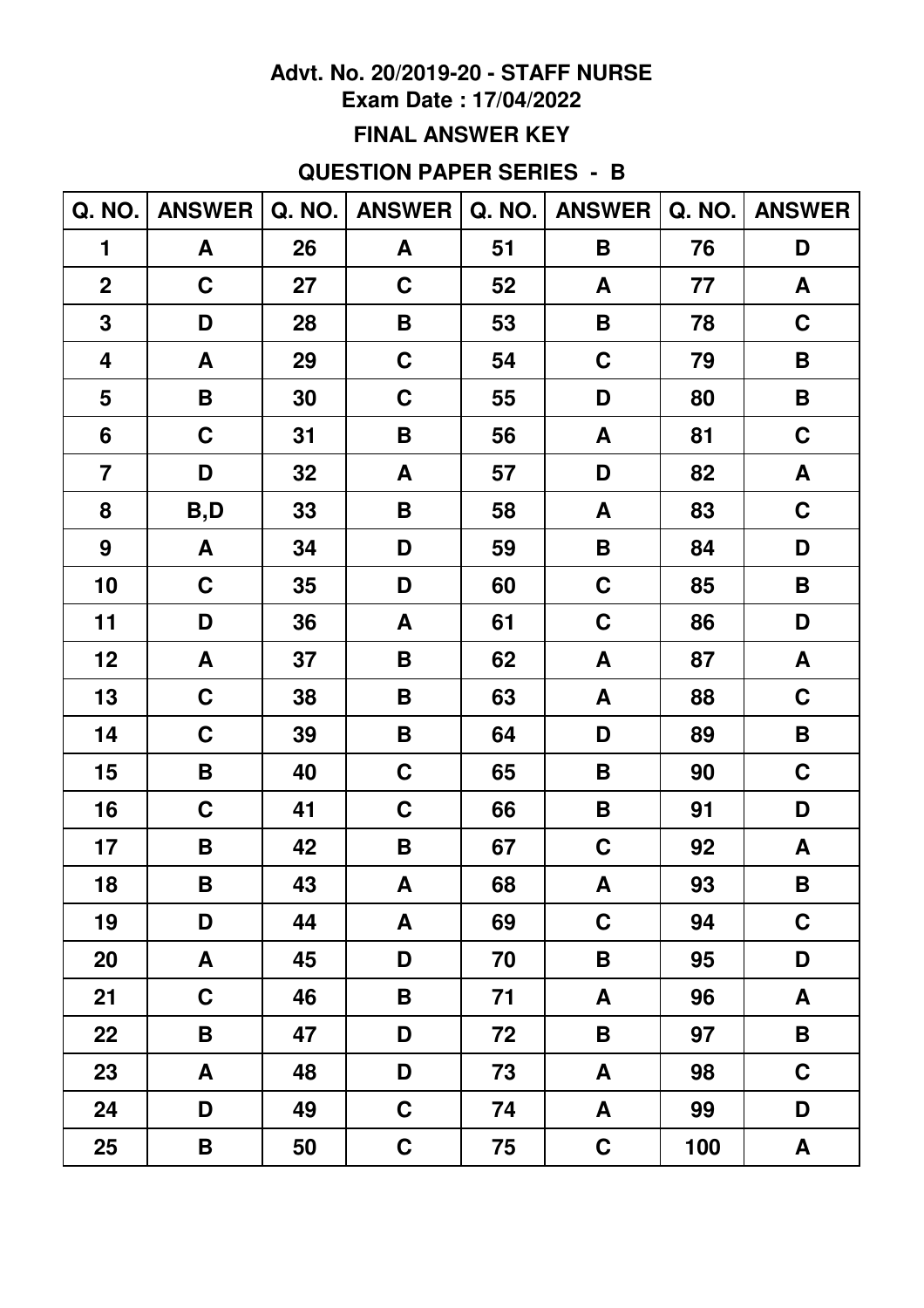**Advt. No. 20/2019-20 - STAFF NURSE**

**Exam Date : 17/04/2022**

**FINAL ANSWER KEY**

**QUESTION PAPER SERIES - B**

| Q. NO. | ANSWER | Q. NO. | ANSWER | Q. NO. | ANSWER | Q. NO. | ANSWER |
|---|---|---|---|---|---|---|---|
| 1 | A | 26 | A | 51 | B | 76 | D |
| 2 | C | 27 | C | 52 | A | 77 | A |
| 3 | D | 28 | B | 53 | B | 78 | C |
| 4 | A | 29 | C | 54 | C | 79 | B |
| 5 | B | 30 | C | 55 | D | 80 | B |
| 6 | C | 31 | B | 56 | A | 81 | C |
| 7 | D | 32 | A | 57 | D | 82 | A |
| 8 | B,D | 33 | B | 58 | A | 83 | C |
| 9 | A | 34 | D | 59 | B | 84 | D |
| 10 | C | 35 | D | 60 | C | 85 | B |
| 11 | D | 36 | A | 61 | C | 86 | D |
| 12 | A | 37 | B | 62 | A | 87 | A |
| 13 | C | 38 | B | 63 | A | 88 | C |
| 14 | C | 39 | B | 64 | D | 89 | B |
| 15 | B | 40 | C | 65 | B | 90 | C |
| 16 | C | 41 | C | 66 | B | 91 | D |
| 17 | B | 42 | B | 67 | C | 92 | A |
| 18 | B | 43 | A | 68 | A | 93 | B |
| 19 | D | 44 | A | 69 | C | 94 | C |
| 20 | A | 45 | D | 70 | B | 95 | D |
| 21 | C | 46 | B | 71 | A | 96 | A |
| 22 | B | 47 | D | 72 | B | 97 | B |
| 23 | A | 48 | D | 73 | A | 98 | C |
| 24 | D | 49 | C | 74 | A | 99 | D |
| 25 | B | 50 | C | 75 | C | 100 | A |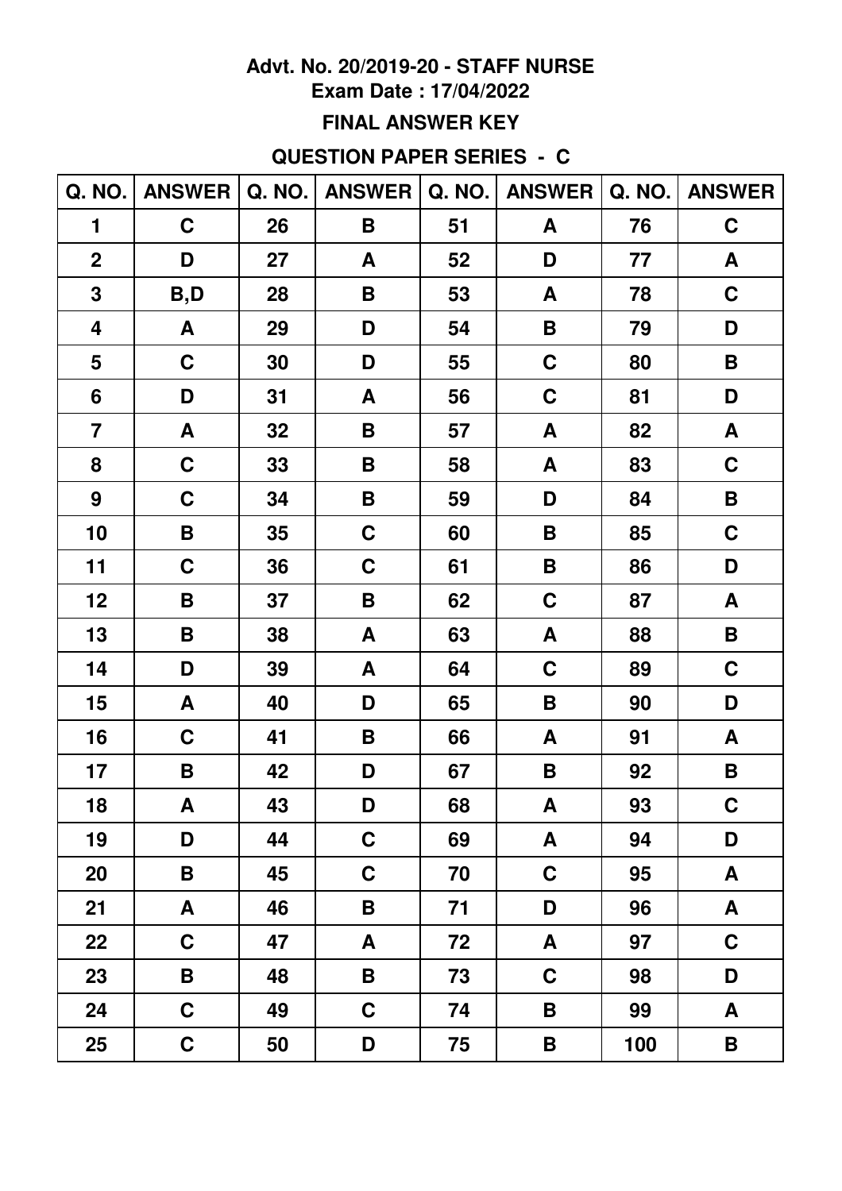**Advt. No. 20/2019-20 - STAFF NURSE**
**Exam Date : 17/04/2022**

**FINAL ANSWER KEY**

**QUESTION PAPER SERIES - C**

| Q. NO. | ANSWER | Q. NO. | ANSWER | Q. NO. | ANSWER | Q. NO. | ANSWER |
|---|---|---|---|---|---|---|---|
| 1 | C | 26 | B | 51 | A | 76 | C |
| 2 | D | 27 | A | 52 | D | 77 | A |
| 3 | B,D | 28 | B | 53 | A | 78 | C |
| 4 | A | 29 | D | 54 | B | 79 | D |
| 5 | C | 30 | D | 55 | C | 80 | B |
| 6 | D | 31 | A | 56 | C | 81 | D |
| 7 | A | 32 | B | 57 | A | 82 | A |
| 8 | C | 33 | B | 58 | A | 83 | C |
| 9 | C | 34 | B | 59 | D | 84 | B |
| 10 | B | 35 | C | 60 | B | 85 | C |
| 11 | C | 36 | C | 61 | B | 86 | D |
| 12 | B | 37 | B | 62 | C | 87 | A |
| 13 | B | 38 | A | 63 | A | 88 | B |
| 14 | D | 39 | A | 64 | C | 89 | C |
| 15 | A | 40 | D | 65 | B | 90 | D |
| 16 | C | 41 | B | 66 | A | 91 | A |
| 17 | B | 42 | D | 67 | B | 92 | B |
| 18 | A | 43 | D | 68 | A | 93 | C |
| 19 | D | 44 | C | 69 | A | 94 | D |
| 20 | B | 45 | C | 70 | C | 95 | A |
| 21 | A | 46 | B | 71 | D | 96 | A |
| 22 | C | 47 | A | 72 | A | 97 | C |
| 23 | B | 48 | B | 73 | C | 98 | D |
| 24 | C | 49 | C | 74 | B | 99 | A |
| 25 | C | 50 | D | 75 | B | 100 | B |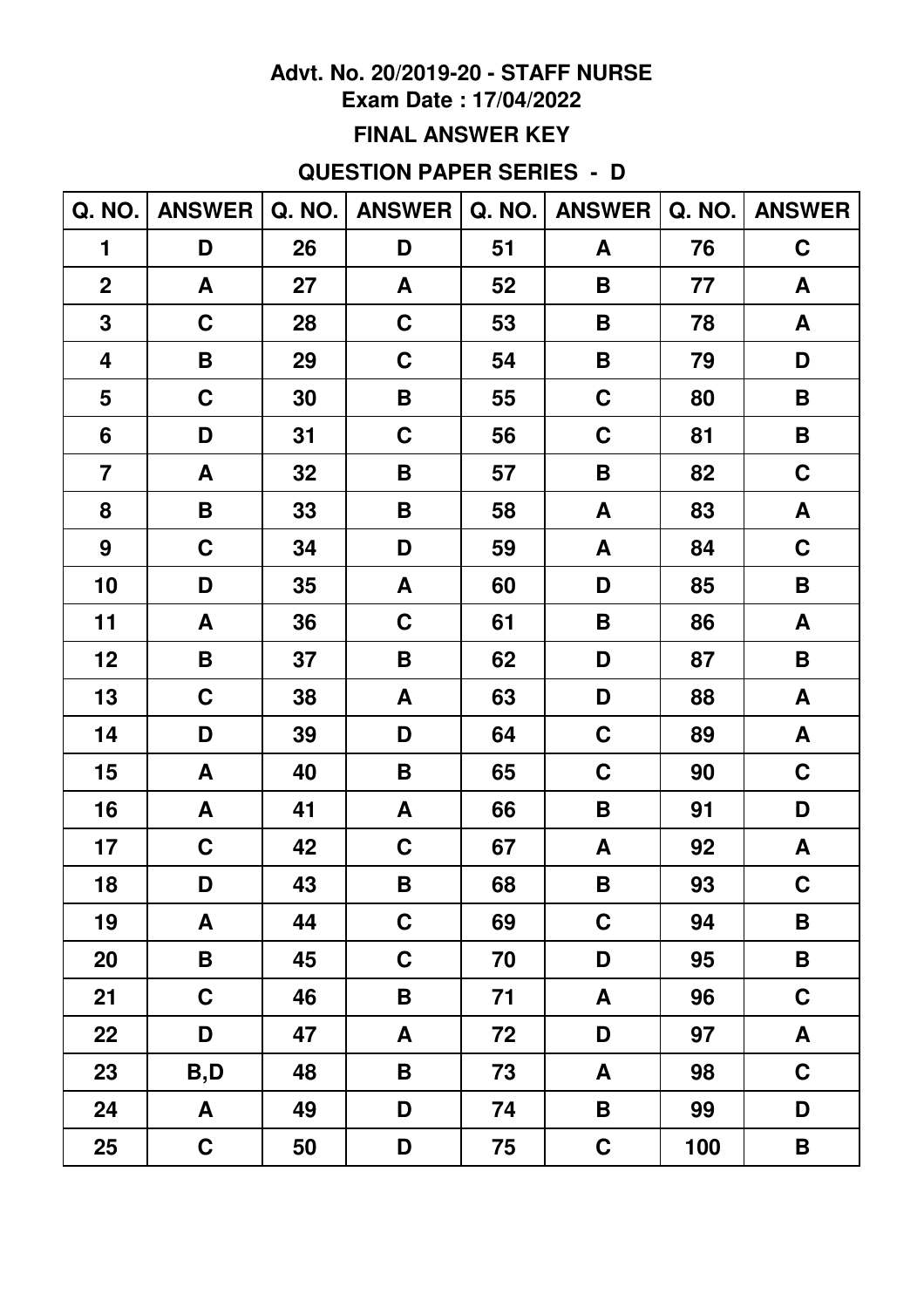**Advt. No. 20/2019-20 - STAFF NURSE**
**Exam Date : 17/04/2022**

**FINAL ANSWER KEY**

**QUESTION PAPER SERIES - D**

| Q. NO. | ANSWER | Q. NO. | ANSWER | Q. NO. | ANSWER | Q. NO. | ANSWER |
|---|---|---|---|---|---|---|---|
| 1 | D | 26 | D | 51 | A | 76 | C |
| 2 | A | 27 | A | 52 | B | 77 | A |
| 3 | C | 28 | C | 53 | B | 78 | A |
| 4 | B | 29 | C | 54 | B | 79 | D |
| 5 | C | 30 | B | 55 | C | 80 | B |
| 6 | D | 31 | C | 56 | C | 81 | B |
| 7 | A | 32 | B | 57 | B | 82 | C |
| 8 | B | 33 | B | 58 | A | 83 | A |
| 9 | C | 34 | D | 59 | A | 84 | C |
| 10 | D | 35 | A | 60 | D | 85 | B |
| 11 | A | 36 | C | 61 | B | 86 | A |
| 12 | B | 37 | B | 62 | D | 87 | B |
| 13 | C | 38 | A | 63 | D | 88 | A |
| 14 | D | 39 | D | 64 | C | 89 | A |
| 15 | A | 40 | B | 65 | C | 90 | C |
| 16 | A | 41 | A | 66 | B | 91 | D |
| 17 | C | 42 | C | 67 | A | 92 | A |
| 18 | D | 43 | B | 68 | B | 93 | C |
| 19 | A | 44 | C | 69 | C | 94 | B |
| 20 | B | 45 | C | 70 | D | 95 | B |
| 21 | C | 46 | B | 71 | A | 96 | C |
| 22 | D | 47 | A | 72 | D | 97 | A |
| 23 | B,D | 48 | B | 73 | A | 98 | C |
| 24 | A | 49 | D | 74 | B | 99 | D |
| 25 | C | 50 | D | 75 | C | 100 | B |